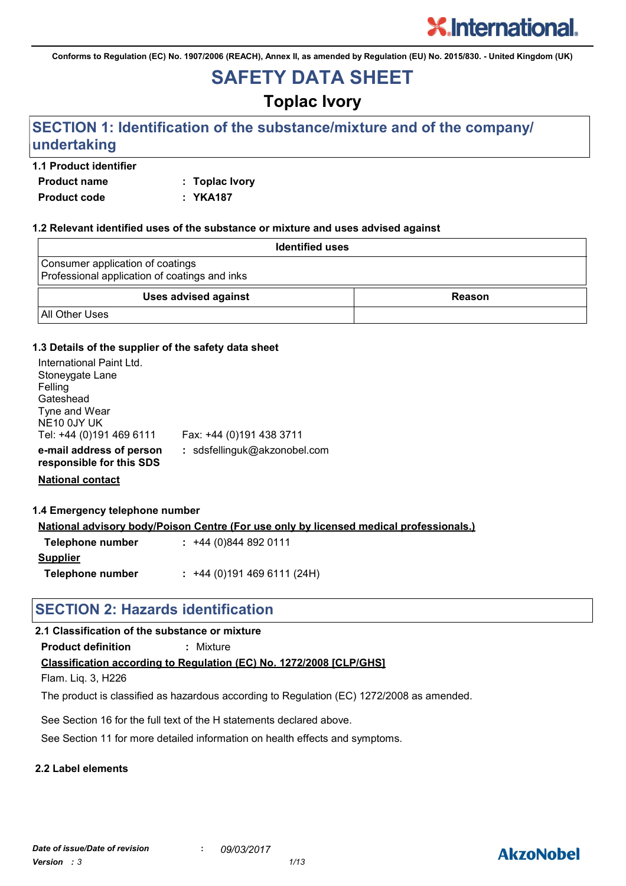Conforms to Regulation (EC) No. 1907/2006 (REACH), Annex II, as amended by Regulation (EU) No. 2015/830. - United Kingdom (UK)

# SAFETY DATA SHEET

## Toplac Ivory

## SECTION 1: Identification of the substance/mixture and of the company/ undertaking

### 1.1 Product identifier

**Product name** : **Toplac Ivory**

**Product code** : **YKA187**

### 1.2 Relevant identified uses of the substance or mixture and uses advised against

| Identified uses |
|---|
| Consumer application of coatings<br>Professional application of coatings and inks |

| Uses advised against | Reason |
|---|---|
| All Other Uses | |

### 1.3 Details of the supplier of the safety data sheet

International Paint Ltd.
Stoneygate Lane
Felling
Gateshead
Tyne and Wear
NE10 0JY UK
Tel: +44 (0)191 469 6111 Fax: +44 (0)191 438 3711

**e-mail address of person responsible for this SDS** : sdsfellinguk@akzonobel.com

**National contact**

### 1.4 Emergency telephone number

**National advisory body/Poison Centre (For use only by licensed medical professionals.)**

**Telephone number** : +44 (0)844 892 0111

**Supplier**

**Telephone number** : +44 (0)191 469 6111 (24H)

## SECTION 2: Hazards identification

### 2.1 Classification of the substance or mixture

**Product definition** : Mixture

**Classification according to Regulation (EC) No. 1272/2008 [CLP/GHS]**

Flam. Liq. 3, H226

The product is classified as hazardous according to Regulation (EC) 1272/2008 as amended.

See Section 16 for the full text of the H statements declared above.

See Section 11 for more detailed information on health effects and symptoms.

### 2.2 Label elements

*Date of issue/Date of revision* : *09/03/2017*
*Version : 3*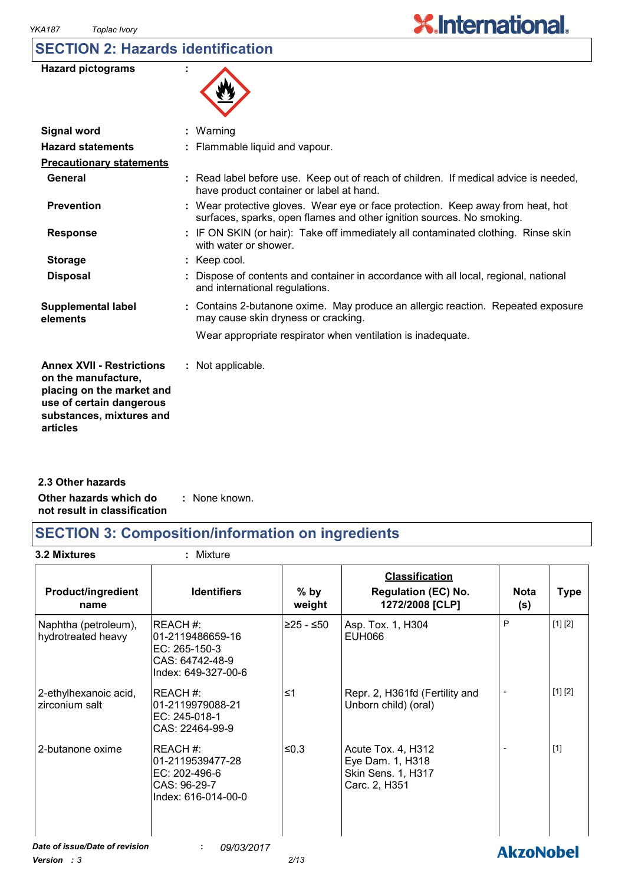## SECTION 2: Hazards identification

**Hazard pictograms** :

**Signal word** : Warning

**Hazard statements** : Flammable liquid and vapour.

**Precautionary statements**

**General** : Read label before use. Keep out of reach of children. If medical advice is needed, have product container or label at hand.

**Prevention** : Wear protective gloves. Wear eye or face protection. Keep away from heat, hot surfaces, sparks, open flames and other ignition sources. No smoking.

**Response** : IF ON SKIN (or hair): Take off immediately all contaminated clothing. Rinse skin with water or shower.

**Storage** : Keep cool.

**Disposal** : Dispose of contents and container in accordance with all local, regional, national and international regulations.

**Supplemental label elements** : Contains 2-butanone oxime. May produce an allergic reaction. Repeated exposure may cause skin dryness or cracking.

Wear appropriate respirator when ventilation is inadequate.

**Annex XVII - Restrictions on the manufacture, placing on the market and use of certain dangerous substances, mixtures and articles** : Not applicable.

### 2.3 Other hazards

**Other hazards which do not result in classification** : None known.

## SECTION 3: Composition/information on ingredients

**3.2 Mixtures** : Mixture

| Product/ingredient name | Identifiers | % by weight | Classification Regulation (EC) No. 1272/2008 [CLP] | Nota (s) | Type |
|---|---|---|---|---|---|
| Naphtha (petroleum), hydrotreated heavy | REACH #: 01-2119486659-16<br>EC: 265-150-3<br>CAS: 64742-48-9<br>Index: 649-327-00-6 | ≥25 - ≤50 | Asp. Tox. 1, H304<br>EUH066 | P | [1] [2] |
| 2-ethylhexanoic acid, zirconium salt | REACH #: 01-2119979088-21<br>EC: 245-018-1<br>CAS: 22464-99-9 | ≤1 | Repr. 2, H361fd (Fertility and Unborn child) (oral) | - | [1] [2] |
| 2-butanone oxime | REACH #: 01-2119539477-28<br>EC: 202-496-6<br>CAS: 96-29-7<br>Index: 616-014-00-0 | ≤0.3 | Acute Tox. 4, H312<br>Eye Dam. 1, H318<br>Skin Sens. 1, H317<br>Carc. 2, H351 | - | [1] |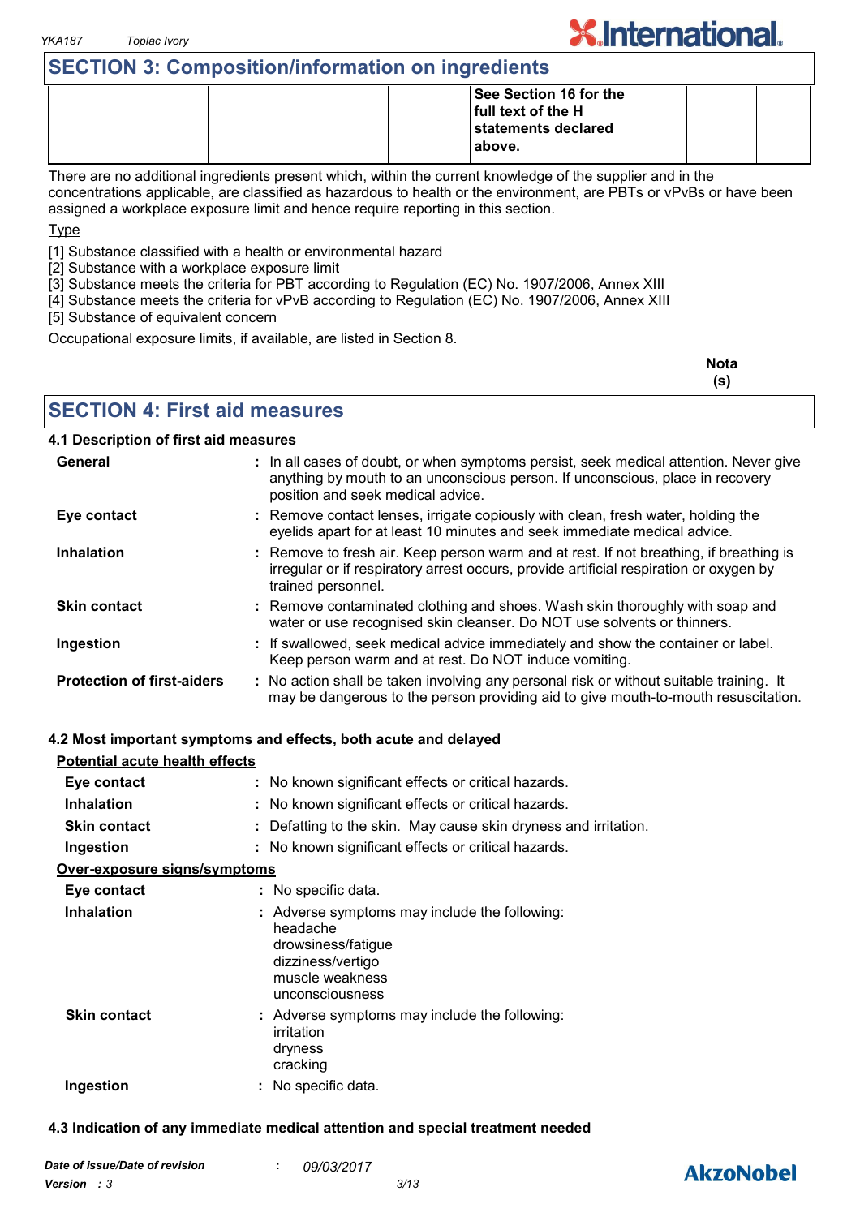## SECTION 3: Composition/information on ingredients

| | | | See Section 16 for the full text of the H statements declared above. | | |
|---|---|---|---|---|---|

There are no additional ingredients present which, within the current knowledge of the supplier and in the concentrations applicable, are classified as hazardous to health or the environment, are PBTs or vPvBs or have been assigned a workplace exposure limit and hence require reporting in this section.

Type

[1] Substance classified with a health or environmental hazard
[2] Substance with a workplace exposure limit
[3] Substance meets the criteria for PBT according to Regulation (EC) No. 1907/2006, Annex XIII
[4] Substance meets the criteria for vPvB according to Regulation (EC) No. 1907/2006, Annex XIII
[5] Substance of equivalent concern

Occupational exposure limits, if available, are listed in Section 8.

**Nota (s)**

## SECTION 4: First aid measures

### 4.1 Description of first aid measures

**General** : In all cases of doubt, or when symptoms persist, seek medical attention. Never give anything by mouth to an unconscious person. If unconscious, place in recovery position and seek medical advice.

**Eye contact** : Remove contact lenses, irrigate copiously with clean, fresh water, holding the eyelids apart for at least 10 minutes and seek immediate medical advice.

**Inhalation** : Remove to fresh air. Keep person warm and at rest. If not breathing, if breathing is irregular or if respiratory arrest occurs, provide artificial respiration or oxygen by trained personnel.

**Skin contact** : Remove contaminated clothing and shoes. Wash skin thoroughly with soap and water or use recognised skin cleanser. Do NOT use solvents or thinners.

**Ingestion** : If swallowed, seek medical advice immediately and show the container or label. Keep person warm and at rest. Do NOT induce vomiting.

**Protection of first-aiders** : No action shall be taken involving any personal risk or without suitable training. It may be dangerous to the person providing aid to give mouth-to-mouth resuscitation.

### 4.2 Most important symptoms and effects, both acute and delayed

**Potential acute health effects**

**Eye contact** : No known significant effects or critical hazards.

**Inhalation** : No known significant effects or critical hazards.

**Skin contact** : Defatting to the skin. May cause skin dryness and irritation.

**Ingestion** : No known significant effects or critical hazards.

**Over-exposure signs/symptoms**

**Eye contact** : No specific data.

**Inhalation** : Adverse symptoms may include the following:
headache
drowsiness/fatigue
dizziness/vertigo
muscle weakness
unconsciousness

**Skin contact** : Adverse symptoms may include the following:
irritation
dryness
cracking

**Ingestion** : No specific data.

### 4.3 Indication of any immediate medical attention and special treatment needed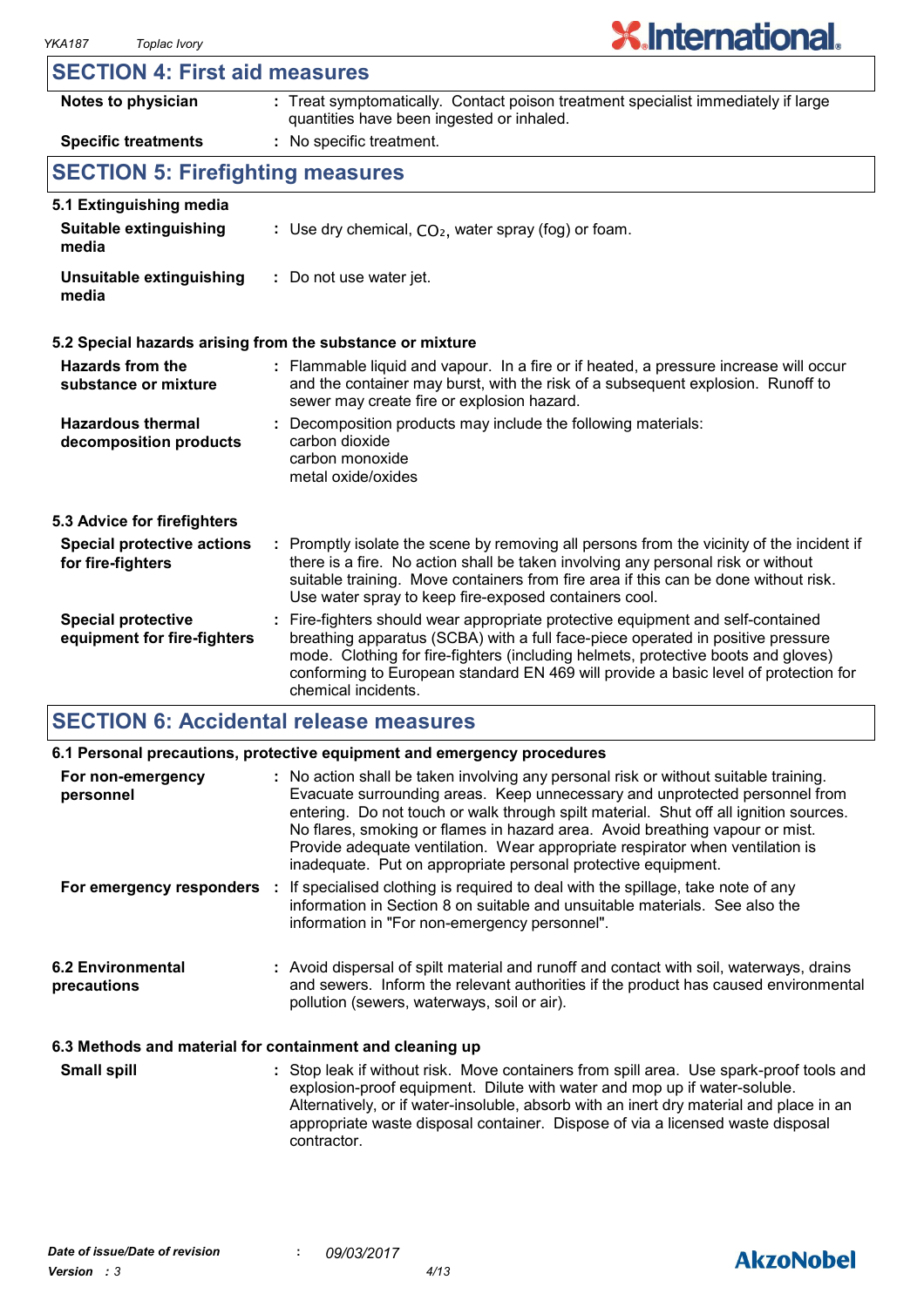## SECTION 4: First aid measures

| | |
|---|---|
| **Notes to physician** | : Treat symptomatically. Contact poison treatment specialist immediately if large quantities have been ingested or inhaled. |
| **Specific treatments** | : No specific treatment. |

## SECTION 5: Firefighting measures

### 5.1 Extinguishing media

| | |
|---|---|
| **Suitable extinguishing media** | : Use dry chemical, $CO_2$, water spray (fog) or foam. |
| **Unsuitable extinguishing media** | : Do not use water jet. |

### 5.2 Special hazards arising from the substance or mixture

| | |
|---|---|
| **Hazards from the substance or mixture** | : Flammable liquid and vapour. In a fire or if heated, a pressure increase will occur and the container may burst, with the risk of a subsequent explosion. Runoff to sewer may create fire or explosion hazard. |
| **Hazardous thermal decomposition products** | : Decomposition products may include the following materials: carbon dioxide, carbon monoxide, metal oxide/oxides |

### 5.3 Advice for firefighters

| | |
|---|---|
| **Special protective actions for fire-fighters** | : Promptly isolate the scene by removing all persons from the vicinity of the incident if there is a fire. No action shall be taken involving any personal risk or without suitable training. Move containers from fire area if this can be done without risk. Use water spray to keep fire-exposed containers cool. |
| **Special protective equipment for fire-fighters** | : Fire-fighters should wear appropriate protective equipment and self-contained breathing apparatus (SCBA) with a full face-piece operated in positive pressure mode. Clothing for fire-fighters (including helmets, protective boots and gloves) conforming to European standard EN 469 will provide a basic level of protection for chemical incidents. |

## SECTION 6: Accidental release measures

### 6.1 Personal precautions, protective equipment and emergency procedures

| | |
|---|---|
| **For non-emergency personnel** | : No action shall be taken involving any personal risk or without suitable training. Evacuate surrounding areas. Keep unnecessary and unprotected personnel from entering. Do not touch or walk through spilt material. Shut off all ignition sources. No flares, smoking or flames in hazard area. Avoid breathing vapour or mist. Provide adequate ventilation. Wear appropriate respirator when ventilation is inadequate. Put on appropriate personal protective equipment. |
| **For emergency responders** | : If specialised clothing is required to deal with the spillage, take note of any information in Section 8 on suitable and unsuitable materials. See also the information in "For non-emergency personnel". |

| | |
|---|---|
| **6.2 Environmental precautions** | : Avoid dispersal of spilt material and runoff and contact with soil, waterways, drains and sewers. Inform the relevant authorities if the product has caused environmental pollution (sewers, waterways, soil or air). |

### 6.3 Methods and material for containment and cleaning up

| | |
|---|---|
| **Small spill** | : Stop leak if without risk. Move containers from spill area. Use spark-proof tools and explosion-proof equipment. Dilute with water and mop up if water-soluble. Alternatively, or if water-insoluble, absorb with an inert dry material and place in an appropriate waste disposal container. Dispose of via a licensed waste disposal contractor. |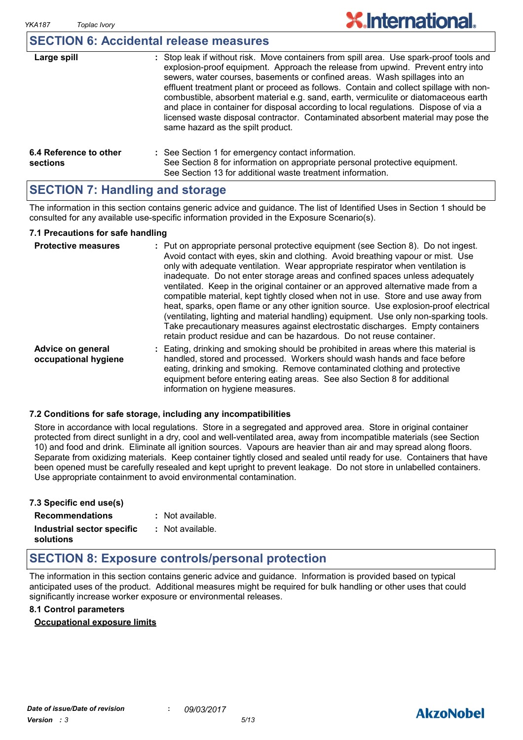## SECTION 6: Accidental release measures

| | |
|---|---|
| **Large spill** | : Stop leak if without risk. Move containers from spill area. Use spark-proof tools and explosion-proof equipment. Approach the release from upwind. Prevent entry into sewers, water courses, basements or confined areas. Wash spillages into an effluent treatment plant or proceed as follows. Contain and collect spillage with non-combustible, absorbent material e.g. sand, earth, vermiculite or diatomaceous earth and place in container for disposal according to local regulations. Dispose of via a licensed waste disposal contractor. Contaminated absorbent material may pose the same hazard as the spilt product. |
| **6.4 Reference to other sections** | : See Section 1 for emergency contact information. See Section 8 for information on appropriate personal protective equipment. See Section 13 for additional waste treatment information. |

## SECTION 7: Handling and storage

The information in this section contains generic advice and guidance. The list of Identified Uses in Section 1 should be consulted for any available use-specific information provided in the Exposure Scenario(s).

### 7.1 Precautions for safe handling

| | |
|---|---|
| **Protective measures** | : Put on appropriate personal protective equipment (see Section 8). Do not ingest. Avoid contact with eyes, skin and clothing. Avoid breathing vapour or mist. Use only with adequate ventilation. Wear appropriate respirator when ventilation is inadequate. Do not enter storage areas and confined spaces unless adequately ventilated. Keep in the original container or an approved alternative made from a compatible material, kept tightly closed when not in use. Store and use away from heat, sparks, open flame or any other ignition source. Use explosion-proof electrical (ventilating, lighting and material handling) equipment. Use only non-sparking tools. Take precautionary measures against electrostatic discharges. Empty containers retain product residue and can be hazardous. Do not reuse container. |
| **Advice on general occupational hygiene** | : Eating, drinking and smoking should be prohibited in areas where this material is handled, stored and processed. Workers should wash hands and face before eating, drinking and smoking. Remove contaminated clothing and protective equipment before entering eating areas. See also Section 8 for additional information on hygiene measures. |

### 7.2 Conditions for safe storage, including any incompatibilities

Store in accordance with local regulations. Store in a segregated and approved area. Store in original container protected from direct sunlight in a dry, cool and well-ventilated area, away from incompatible materials (see Section 10) and food and drink. Eliminate all ignition sources. Vapours are heavier than air and may spread along floors. Separate from oxidizing materials. Keep container tightly closed and sealed until ready for use. Containers that have been opened must be carefully resealed and kept upright to prevent leakage. Do not store in unlabelled containers. Use appropriate containment to avoid environmental contamination.

### 7.3 Specific end use(s)

| | |
|---|---|
| **Recommendations** | : Not available. |
| **Industrial sector specific solutions** | : Not available. |

## SECTION 8: Exposure controls/personal protection

The information in this section contains generic advice and guidance. Information is provided based on typical anticipated uses of the product. Additional measures might be required for bulk handling or other uses that could significantly increase worker exposure or environmental releases.

### 8.1 Control parameters

**Occupational exposure limits**

*Date of issue/Date of revision* : *09/03/2017*
*Version : 3*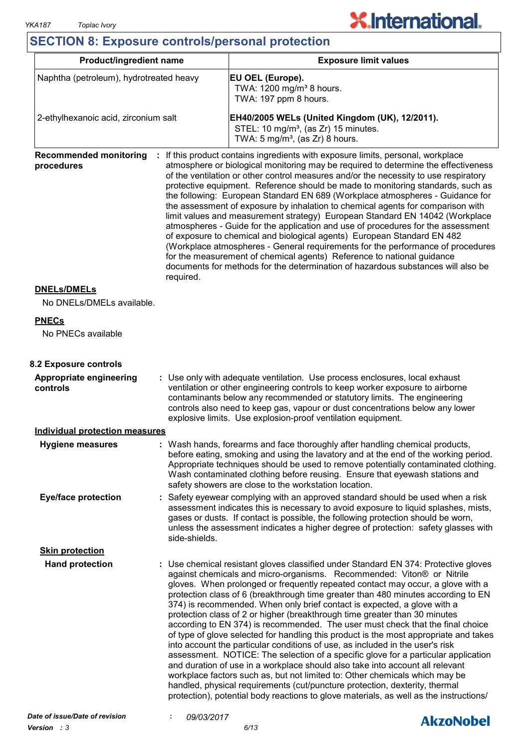## SECTION 8: Exposure controls/personal protection

| Product/ingredient name | Exposure limit values |
|---|---|
| Naphtha (petroleum), hydrotreated heavy | **EU OEL (Europe).**<br>TWA: 1200 mg/m³ 8 hours.<br>TWA: 197 ppm 8 hours. |
| 2-ethylhexanoic acid, zirconium salt | **EH40/2005 WELs (United Kingdom (UK), 12/2011).**<br>STEL: 10 mg/m³, (as Zr) 15 minutes.<br>TWA: 5 mg/m³, (as Zr) 8 hours. |

**Recommended monitoring procedures** : If this product contains ingredients with exposure limits, personal, workplace atmosphere or biological monitoring may be required to determine the effectiveness of the ventilation or other control measures and/or the necessity to use respiratory protective equipment. Reference should be made to monitoring standards, such as the following: European Standard EN 689 (Workplace atmospheres - Guidance for the assessment of exposure by inhalation to chemical agents for comparison with limit values and measurement strategy) European Standard EN 14042 (Workplace atmospheres - Guide for the application and use of procedures for the assessment of exposure to chemical and biological agents) European Standard EN 482 (Workplace atmospheres - General requirements for the performance of procedures for the measurement of chemical agents) Reference to national guidance documents for methods for the determination of hazardous substances will also be required.

**DNELs/DMELs**

No DNELs/DMELs available.

**PNECs**

No PNECs available

### 8.2 Exposure controls

**Appropriate engineering controls** : Use only with adequate ventilation. Use process enclosures, local exhaust ventilation or other engineering controls to keep worker exposure to airborne contaminants below any recommended or statutory limits. The engineering controls also need to keep gas, vapour or dust concentrations below any lower explosive limits. Use explosion-proof ventilation equipment.

**Individual protection measures**

**Hygiene measures** : Wash hands, forearms and face thoroughly after handling chemical products, before eating, smoking and using the lavatory and at the end of the working period. Appropriate techniques should be used to remove potentially contaminated clothing. Wash contaminated clothing before reusing. Ensure that eyewash stations and safety showers are close to the workstation location.

**Eye/face protection** : Safety eyewear complying with an approved standard should be used when a risk assessment indicates this is necessary to avoid exposure to liquid splashes, mists, gases or dusts. If contact is possible, the following protection should be worn, unless the assessment indicates a higher degree of protection: safety glasses with side-shields.

**Skin protection**

**Hand protection** : Use chemical resistant gloves classified under Standard EN 374: Protective gloves against chemicals and micro-organisms. Recommended: Viton® or Nitrile gloves. When prolonged or frequently repeated contact may occur, a glove with a protection class of 6 (breakthrough time greater than 480 minutes according to EN 374) is recommended. When only brief contact is expected, a glove with a protection class of 2 or higher (breakthrough time greater than 30 minutes according to EN 374) is recommended. The user must check that the final choice of type of glove selected for handling this product is the most appropriate and takes into account the particular conditions of use, as included in the user's risk assessment. NOTICE: The selection of a specific glove for a particular application and duration of use in a workplace should also take into account all relevant workplace factors such as, but not limited to: Other chemicals which may be handled, physical requirements (cut/puncture protection, dexterity, thermal protection), potential body reactions to glove materials, as well as the instructions/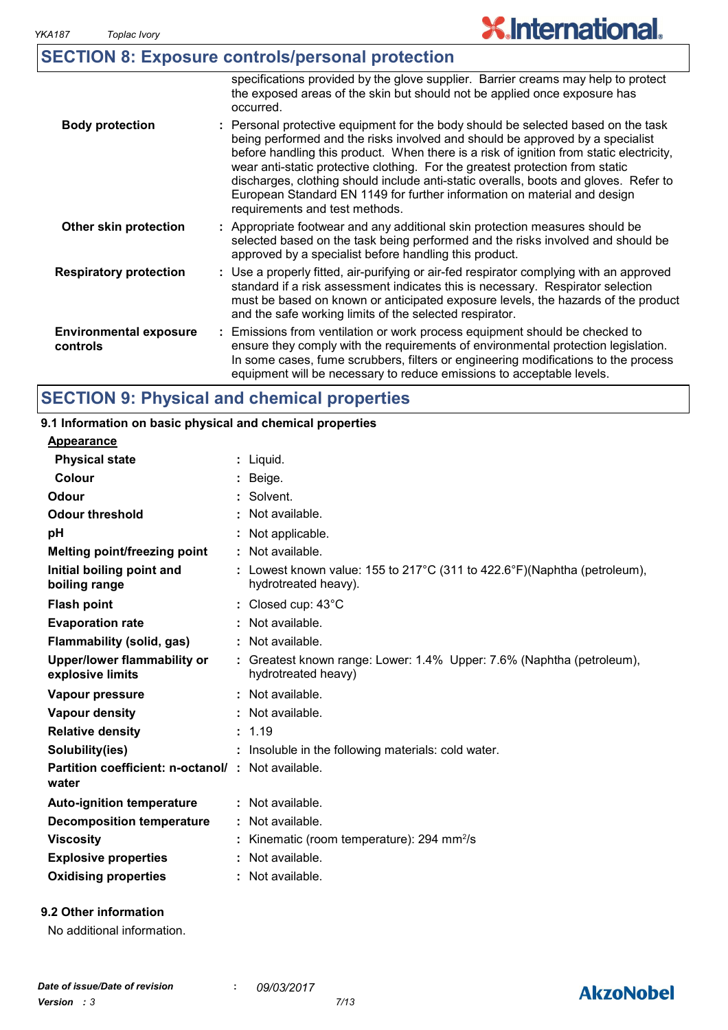## SECTION 8: Exposure controls/personal protection

| | | |
|---|---|---|
| | | specifications provided by the glove supplier. Barrier creams may help to protect the exposed areas of the skin but should not be applied once exposure has occurred. |
| **Body protection** | : | Personal protective equipment for the body should be selected based on the task being performed and the risks involved and should be approved by a specialist before handling this product. When there is a risk of ignition from static electricity, wear anti-static protective clothing. For the greatest protection from static discharges, clothing should include anti-static overalls, boots and gloves. Refer to European Standard EN 1149 for further information on material and design requirements and test methods. |
| **Other skin protection** | : | Appropriate footwear and any additional skin protection measures should be selected based on the task being performed and the risks involved and should be approved by a specialist before handling this product. |
| **Respiratory protection** | : | Use a properly fitted, air-purifying or air-fed respirator complying with an approved standard if a risk assessment indicates this is necessary. Respirator selection must be based on known or anticipated exposure levels, the hazards of the product and the safe working limits of the selected respirator. |
| **Environmental exposure controls** | : | Emissions from ventilation or work process equipment should be checked to ensure they comply with the requirements of environmental protection legislation. In some cases, fume scrubbers, filters or engineering modifications to the process equipment will be necessary to reduce emissions to acceptable levels. |

## SECTION 9: Physical and chemical properties

### 9.1 Information on basic physical and chemical properties

**Appearance**

| | | |
|---|---|---|
| **Physical state** | : | Liquid. |
| **Colour** | : | Beige. |
| **Odour** | : | Solvent. |
| **Odour threshold** | : | Not available. |
| **pH** | : | Not applicable. |
| **Melting point/freezing point** | : | Not available. |
| **Initial boiling point and boiling range** | : | Lowest known value: 155 to 217°C (311 to 422.6°F)(Naphtha (petroleum), hydrotreated heavy). |
| **Flash point** | : | Closed cup: 43°C |
| **Evaporation rate** | : | Not available. |
| **Flammability (solid, gas)** | : | Not available. |
| **Upper/lower flammability or explosive limits** | : | Greatest known range: Lower: 1.4% Upper: 7.6% (Naphtha (petroleum), hydrotreated heavy) |
| **Vapour pressure** | : | Not available. |
| **Vapour density** | : | Not available. |
| **Relative density** | : | 1.19 |
| **Solubility(ies)** | : | Insoluble in the following materials: cold water. |
| **Partition coefficient: n-octanol/ water** | : | Not available. |
| **Auto-ignition temperature** | : | Not available. |
| **Decomposition temperature** | : | Not available. |
| **Viscosity** | : | Kinematic (room temperature): 294 $mm^2/s$ |
| **Explosive properties** | : | Not available. |
| **Oxidising properties** | : | Not available. |

### 9.2 Other information

No additional information.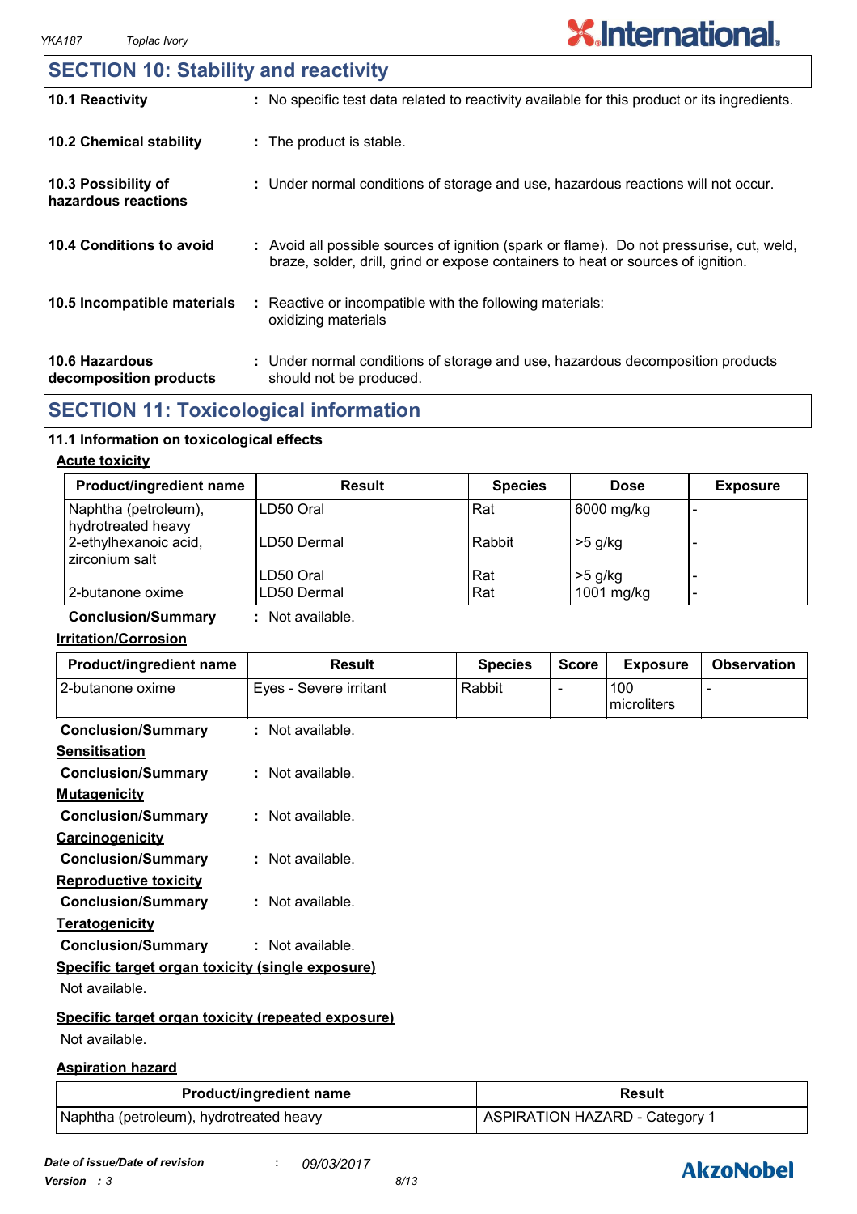## SECTION 10: Stability and reactivity

| | |
|---|---|
| **10.1 Reactivity** | : No specific test data related to reactivity available for this product or its ingredients. |
| **10.2 Chemical stability** | : The product is stable. |
| **10.3 Possibility of hazardous reactions** | : Under normal conditions of storage and use, hazardous reactions will not occur. |
| **10.4 Conditions to avoid** | : Avoid all possible sources of ignition (spark or flame). Do not pressurise, cut, weld, braze, solder, drill, grind or expose containers to heat or sources of ignition. |
| **10.5 Incompatible materials** | : Reactive or incompatible with the following materials: oxidizing materials |
| **10.6 Hazardous decomposition products** | : Under normal conditions of storage and use, hazardous decomposition products should not be produced. |

## SECTION 11: Toxicological information

### 11.1 Information on toxicological effects

**Acute toxicity**

| Product/ingredient name | Result | Species | Dose | Exposure |
|---|---|---|---|---|
| Naphtha (petroleum), hydrotreated heavy | LD50 Oral | Rat | 6000 mg/kg | - |
| 2-ethylhexanoic acid, zirconium salt | LD50 Dermal | Rabbit | >5 g/kg | - |
| | LD50 Oral | Rat | >5 g/kg | - |
| 2-butanone oxime | LD50 Dermal | Rat | 1001 mg/kg | - |

**Conclusion/Summary** : Not available.

**Irritation/Corrosion**

| Product/ingredient name | Result | Species | Score | Exposure | Observation |
|---|---|---|---|---|---|
| 2-butanone oxime | Eyes - Severe irritant | Rabbit | - | 100 microliters | - |

**Conclusion/Summary** : Not available.

**Sensitisation**

**Conclusion/Summary** : Not available.

**Mutagenicity**

**Conclusion/Summary** : Not available.

**Carcinogenicity**

**Conclusion/Summary** : Not available.

**Reproductive toxicity**

**Conclusion/Summary** : Not available.

**Teratogenicity**

**Conclusion/Summary** : Not available.

**Specific target organ toxicity (single exposure)**

Not available.

**Specific target organ toxicity (repeated exposure)**

Not available.

**Aspiration hazard**

| Product/ingredient name | Result |
|---|---|
| Naphtha (petroleum), hydrotreated heavy | ASPIRATION HAZARD - Category 1 |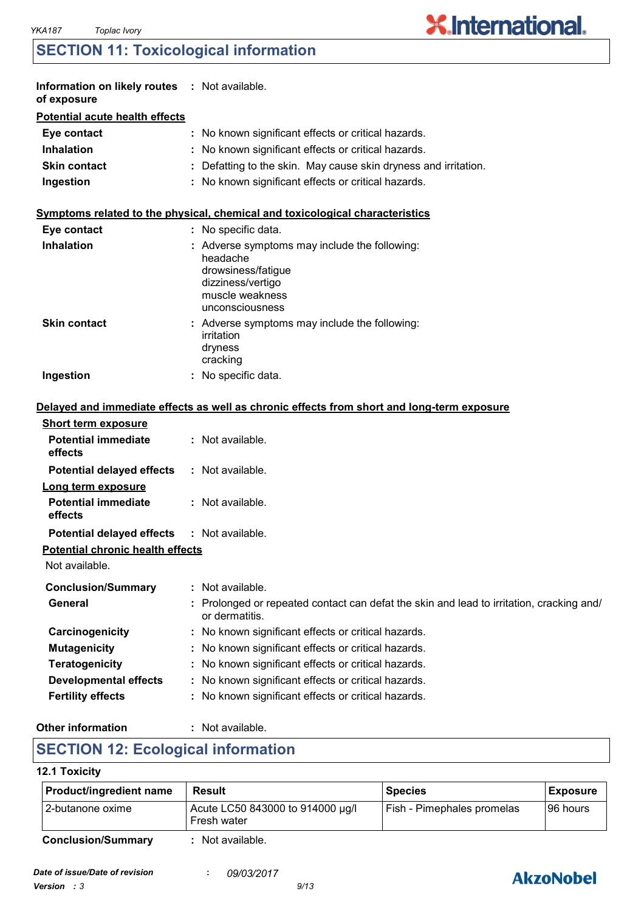## SECTION 11: Toxicological information

**Information on likely routes of exposure** : Not available.

**Potential acute health effects**

**Eye contact** : No known significant effects or critical hazards.
**Inhalation** : No known significant effects or critical hazards.
**Skin contact** : Defatting to the skin. May cause skin dryness and irritation.
**Ingestion** : No known significant effects or critical hazards.

**Symptoms related to the physical, chemical and toxicological characteristics**

**Eye contact** : No specific data.
**Inhalation** : Adverse symptoms may include the following:
headache
drowsiness/fatigue
dizziness/vertigo
muscle weakness
unconsciousness
**Skin contact** : Adverse symptoms may include the following:
irritation
dryness
cracking
**Ingestion** : No specific data.

**Delayed and immediate effects as well as chronic effects from short and long-term exposure**

**Short term exposure**

**Potential immediate effects** : Not available.
**Potential delayed effects** : Not available.

**Long term exposure**

**Potential immediate effects** : Not available.
**Potential delayed effects** : Not available.

**Potential chronic health effects**

Not available.

**Conclusion/Summary** : Not available.
**General** : Prolonged or repeated contact can defat the skin and lead to irritation, cracking and/ or dermatitis.
**Carcinogenicity** : No known significant effects or critical hazards.
**Mutagenicity** : No known significant effects or critical hazards.
**Teratogenicity** : No known significant effects or critical hazards.
**Developmental effects** : No known significant effects or critical hazards.
**Fertility effects** : No known significant effects or critical hazards.

**Other information** : Not available.

## SECTION 12: Ecological information

### 12.1 Toxicity

| Product/ingredient name | Result | Species | Exposure |
|---|---|---|---|
| 2-butanone oxime | Acute LC50 843000 to 914000 µg/l Fresh water | Fish - Pimephales promelas | 96 hours |

**Conclusion/Summary** : Not available.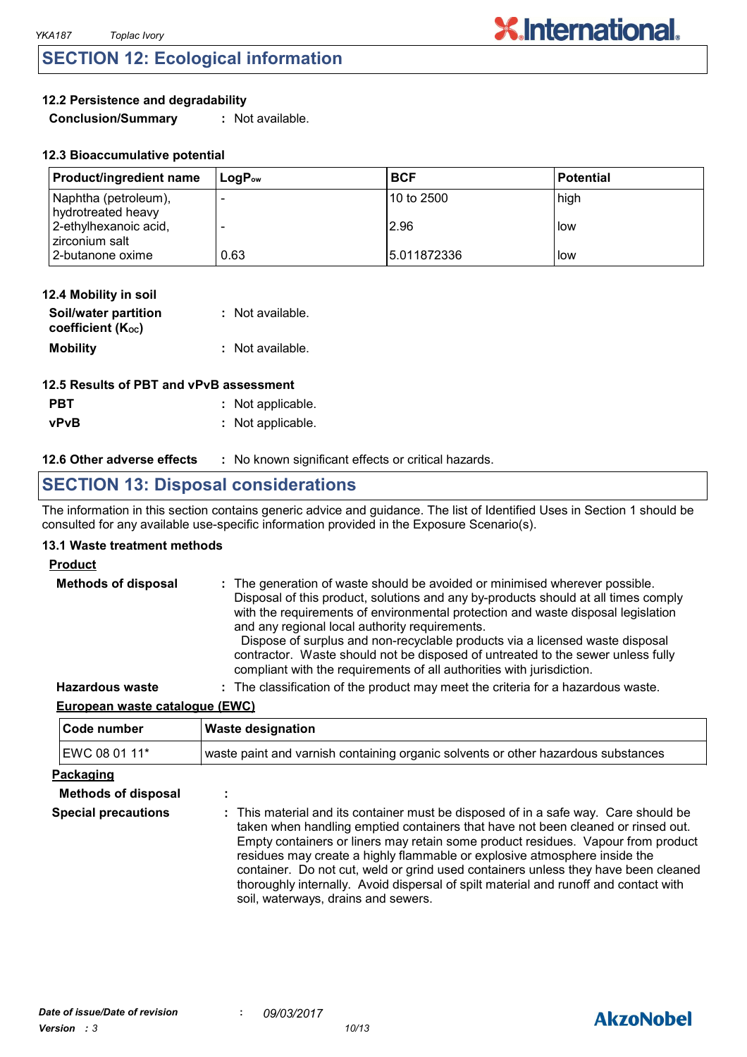## SECTION 12: Ecological information

### 12.2 Persistence and degradability

**Conclusion/Summary** : Not available.

### 12.3 Bioaccumulative potential

| Product/ingredient name | $LogP_{ow}$ | BCF | Potential |
|---|---|---|---|
| Naphtha (petroleum), hydrotreated heavy | - | 10 to 2500 | high |
| 2-ethylhexanoic acid, zirconium salt | - | 2.96 | low |
| 2-butanone oxime | 0.63 | 5.011872336 | low |

### 12.4 Mobility in soil

**Soil/water partition coefficient ($K_{OC}$)** : Not available.

**Mobility** : Not available.

### 12.5 Results of PBT and vPvB assessment

**PBT** : Not applicable.

**vPvB** : Not applicable.

**12.6 Other adverse effects** : No known significant effects or critical hazards.

## SECTION 13: Disposal considerations

The information in this section contains generic advice and guidance. The list of Identified Uses in Section 1 should be consulted for any available use-specific information provided in the Exposure Scenario(s).

### 13.1 Waste treatment methods

__Product__

**Methods of disposal** : The generation of waste should be avoided or minimised wherever possible. Disposal of this product, solutions and any by-products should at all times comply with the requirements of environmental protection and waste disposal legislation and any regional local authority requirements.
Dispose of surplus and non-recyclable products via a licensed waste disposal contractor. Waste should not be disposed of untreated to the sewer unless fully compliant with the requirements of all authorities with jurisdiction.

**Hazardous waste** : The classification of the product may meet the criteria for a hazardous waste.

__European waste catalogue (EWC)__

| Code number | Waste designation |
|---|---|
| EWC 08 01 11* | waste paint and varnish containing organic solvents or other hazardous substances |

__Packaging__

**Methods of disposal** :

**Special precautions** : This material and its container must be disposed of in a safe way. Care should be taken when handling emptied containers that have not been cleaned or rinsed out. Empty containers or liners may retain some product residues. Vapour from product residues may create a highly flammable or explosive atmosphere inside the container. Do not cut, weld or grind used containers unless they have been cleaned thoroughly internally. Avoid dispersal of spilt material and runoff and contact with soil, waterways, drains and sewers.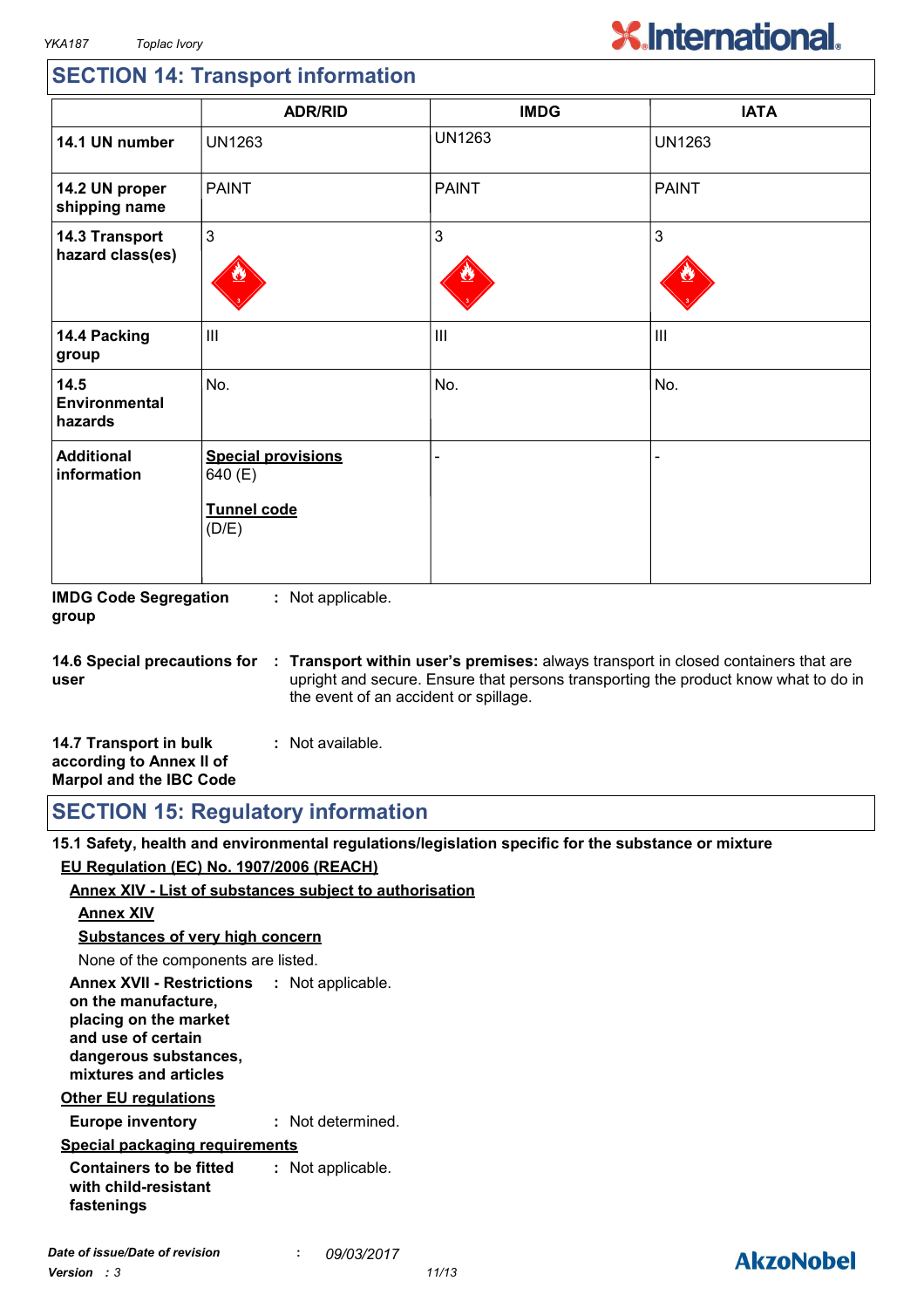## SECTION 14: Transport information

| | ADR/RID | IMDG | IATA |
|---|---|---|---|
| **14.1 UN number** | UN1263 | UN1263 | UN1263 |
| **14.2 UN proper shipping name** | PAINT | PAINT | PAINT |
| **14.3 Transport hazard class(es)** | 3 | 3 | 3 |
| **14.4 Packing group** | III | III | III |
| **14.5 Environmental hazards** | No. | No. | No. |
| **Additional information** | **Special provisions** 640 (E) **Tunnel code** (D/E) | - | - |

**IMDG Code Segregation group** : Not applicable.

**14.6 Special precautions for user** : **Transport within user's premises:** always transport in closed containers that are upright and secure. Ensure that persons transporting the product know what to do in the event of an accident or spillage.

**14.7 Transport in bulk according to Annex II of Marpol and the IBC Code** : Not available.

## SECTION 15: Regulatory information

**15.1 Safety, health and environmental regulations/legislation specific for the substance or mixture**

**EU Regulation (EC) No. 1907/2006 (REACH)**

**Annex XIV - List of substances subject to authorisation**

**Annex XIV**

**Substances of very high concern**

None of the components are listed.

**Annex XVII - Restrictions on the manufacture, placing on the market and use of certain dangerous substances, mixtures and articles** : Not applicable.

**Other EU regulations**

**Europe inventory** : Not determined.

**Special packaging requirements**

**Containers to be fitted with child-resistant fastenings** : Not applicable.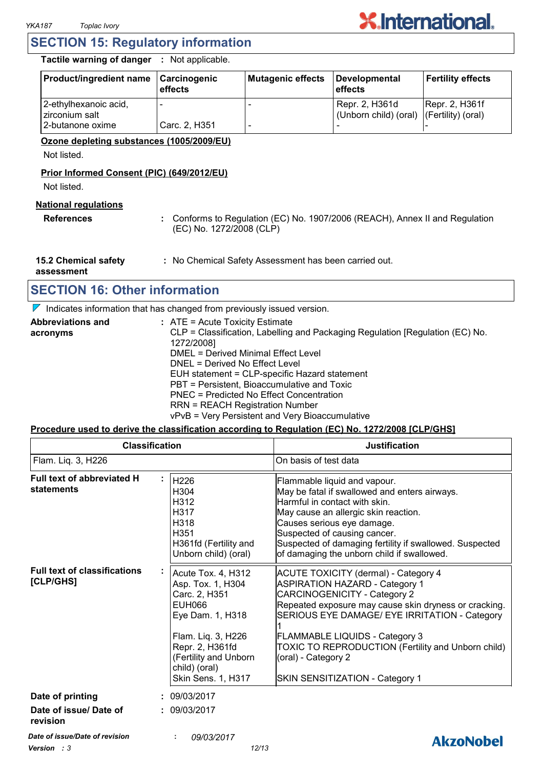## SECTION 15: Regulatory information

**Tactile warning of danger** : Not applicable.

| Product/ingredient name | Carcinogenic effects | Mutagenic effects | Developmental effects | Fertility effects |
|---|---|---|---|---|
| 2-ethylhexanoic acid, zirconium salt | - | - | Repr. 2, H361d (Unborn child) (oral) | Repr. 2, H361f (Fertility) (oral) |
| 2-butanone oxime | Carc. 2, H351 | - | - | - |

**Ozone depleting substances (1005/2009/EU)**

Not listed.

**Prior Informed Consent (PIC) (649/2012/EU)**

Not listed.

**National regulations**

**References** : Conforms to Regulation (EC) No. 1907/2006 (REACH), Annex II and Regulation (EC) No. 1272/2008 (CLP)

**15.2 Chemical safety assessment** : No Chemical Safety Assessment has been carried out.

## SECTION 16: Other information

Indicates information that has changed from previously issued version.

**Abbreviations and acronyms** :
ATE = Acute Toxicity Estimate
CLP = Classification, Labelling and Packaging Regulation [Regulation (EC) No. 1272/2008]
DMEL = Derived Minimal Effect Level
DNEL = Derived No Effect Level
EUH statement = CLP-specific Hazard statement
PBT = Persistent, Bioaccumulative and Toxic
PNEC = Predicted No Effect Concentration
RRN = REACH Registration Number
vPvB = Very Persistent and Very Bioaccumulative

**Procedure used to derive the classification according to Regulation (EC) No. 1272/2008 [CLP/GHS]**

| Classification | Justification |
|---|---|
| Flam. Liq. 3, H226 | On basis of test data |

**Full text of abbreviated H statements** :

| | |
|---|---|
| H226 | Flammable liquid and vapour. |
| H304 | May be fatal if swallowed and enters airways. |
| H312 | Harmful in contact with skin. |
| H317 | May cause an allergic skin reaction. |
| H318 | Causes serious eye damage. |
| H351 | Suspected of causing cancer. |
| H361fd (Fertility and Unborn child) (oral) | Suspected of damaging fertility if swallowed. Suspected of damaging the unborn child if swallowed. |

**Full text of classifications [CLP/GHS]** :

| | |
|---|---|
| Acute Tox. 4, H312 | ACUTE TOXICITY (dermal) - Category 4 |
| Asp. Tox. 1, H304 | ASPIRATION HAZARD - Category 1 |
| Carc. 2, H351 | CARCINOGENICITY - Category 2 |
| EUH066 | Repeated exposure may cause skin dryness or cracking. |
| Eye Dam. 1, H318 | SERIOUS EYE DAMAGE/ EYE IRRITATION - Category 1 |
| Flam. Liq. 3, H226 | FLAMMABLE LIQUIDS - Category 3 |
| Repr. 2, H361fd (Fertility and Unborn child) (oral) | TOXIC TO REPRODUCTION (Fertility and Unborn child) (oral) - Category 2 |
| Skin Sens. 1, H317 | SKIN SENSITIZATION - Category 1 |

**Date of printing** : 09/03/2017

**Date of issue/ Date of revision** : 09/03/2017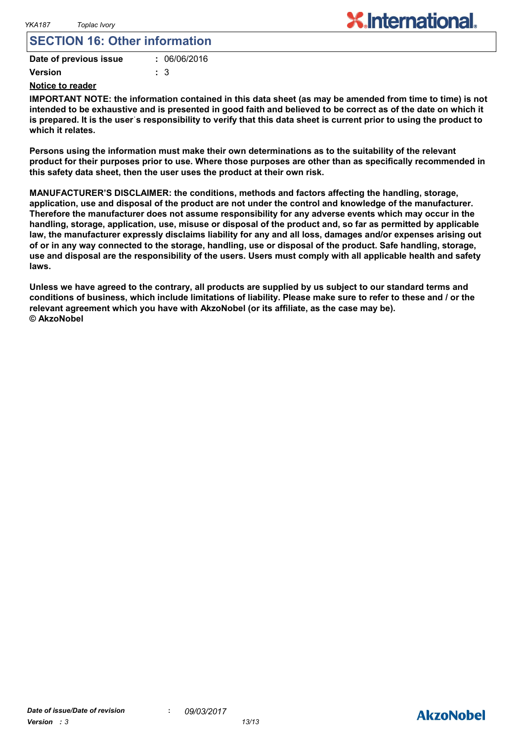## SECTION 16: Other information

| | | |
|---|---|---|
| **Date of previous issue** | : | 06/06/2016 |
| **Version** | : | 3 |

**Notice to reader**

**IMPORTANT NOTE: the information contained in this data sheet (as may be amended from time to time) is not intended to be exhaustive and is presented in good faith and believed to be correct as of the date on which it is prepared. It is the user's responsibility to verify that this data sheet is current prior to using the product to which it relates.**

**Persons using the information must make their own determinations as to the suitability of the relevant product for their purposes prior to use. Where those purposes are other than as specifically recommended in this safety data sheet, then the user uses the product at their own risk.**

**MANUFACTURER'S DISCLAIMER: the conditions, methods and factors affecting the handling, storage, application, use and disposal of the product are not under the control and knowledge of the manufacturer. Therefore the manufacturer does not assume responsibility for any adverse events which may occur in the handling, storage, application, use, misuse or disposal of the product and, so far as permitted by applicable law, the manufacturer expressly disclaims liability for any and all loss, damages and/or expenses arising out of or in any way connected to the storage, handling, use or disposal of the product. Safe handling, storage, use and disposal are the responsibility of the users. Users must comply with all applicable health and safety laws.**

**Unless we have agreed to the contrary, all products are supplied by us subject to our standard terms and conditions of business, which include limitations of liability. Please make sure to refer to these and / or the relevant agreement which you have with AkzoNobel (or its affiliate, as the case may be).**
**© AkzoNobel**